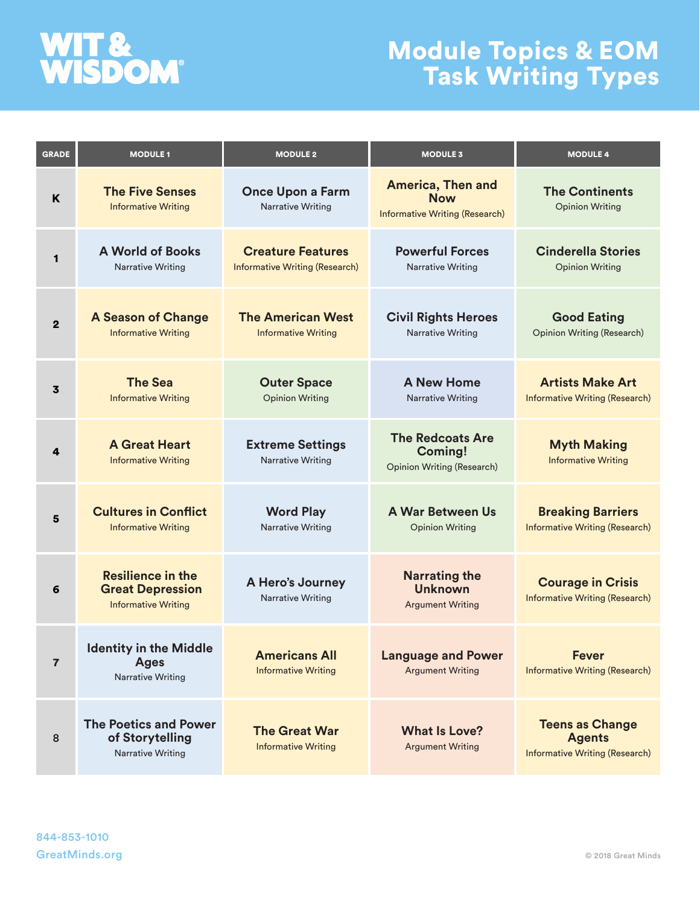# WIT & WISDOM®

# Module Topics & EOM Task Writing Types

| GRADE | MODULE 1 | MODULE 2 | MODULE 3 | MODULE 4 |
|---|---|---|---|---|
| K | **The Five Senses**<br>Informative Writing | **Once Upon a Farm**<br>Narrative Writing | **America, Then and Now**<br>Informative Writing (Research) | **The Continents**<br>Opinion Writing |
| 1 | **A World of Books**<br>Narrative Writing | **Creature Features**<br>Informative Writing (Research) | **Powerful Forces**<br>Narrative Writing | **Cinderella Stories**<br>Opinion Writing |
| 2 | **A Season of Change**<br>Informative Writing | **The American West**<br>Informative Writing | **Civil Rights Heroes**<br>Narrative Writing | **Good Eating**<br>Opinion Writing (Research) |
| 3 | **The Sea**<br>Informative Writing | **Outer Space**<br>Opinion Writing | **A New Home**<br>Narrative Writing | **Artists Make Art**<br>Informative Writing (Research) |
| 4 | **A Great Heart**<br>Informative Writing | **Extreme Settings**<br>Narrative Writing | **The Redcoats Are Coming!**<br>Opinion Writing (Research) | **Myth Making**<br>Informative Writing |
| 5 | **Cultures in Conflict**<br>Informative Writing | **Word Play**<br>Narrative Writing | **A War Between Us**<br>Opinion Writing | **Breaking Barriers**<br>Informative Writing (Research) |
| 6 | **Resilience in the Great Depression**<br>Informative Writing | **A Hero's Journey**<br>Narrative Writing | **Narrating the Unknown**<br>Argument Writing | **Courage in Crisis**<br>Informative Writing (Research) |
| 7 | **Identity in the Middle Ages**<br>Narrative Writing | **Americans All**<br>Informative Writing | **Language and Power**<br>Argument Writing | **Fever**<br>Informative Writing (Research) |
| 8 | **The Poetics and Power of Storytelling**<br>Narrative Writing | **The Great War**<br>Informative Writing | **What Is Love?**<br>Argument Writing | **Teens as Change Agents**<br>Informative Writing (Research) |

844-853-1010
GreatMinds.org

© 2018 Great Minds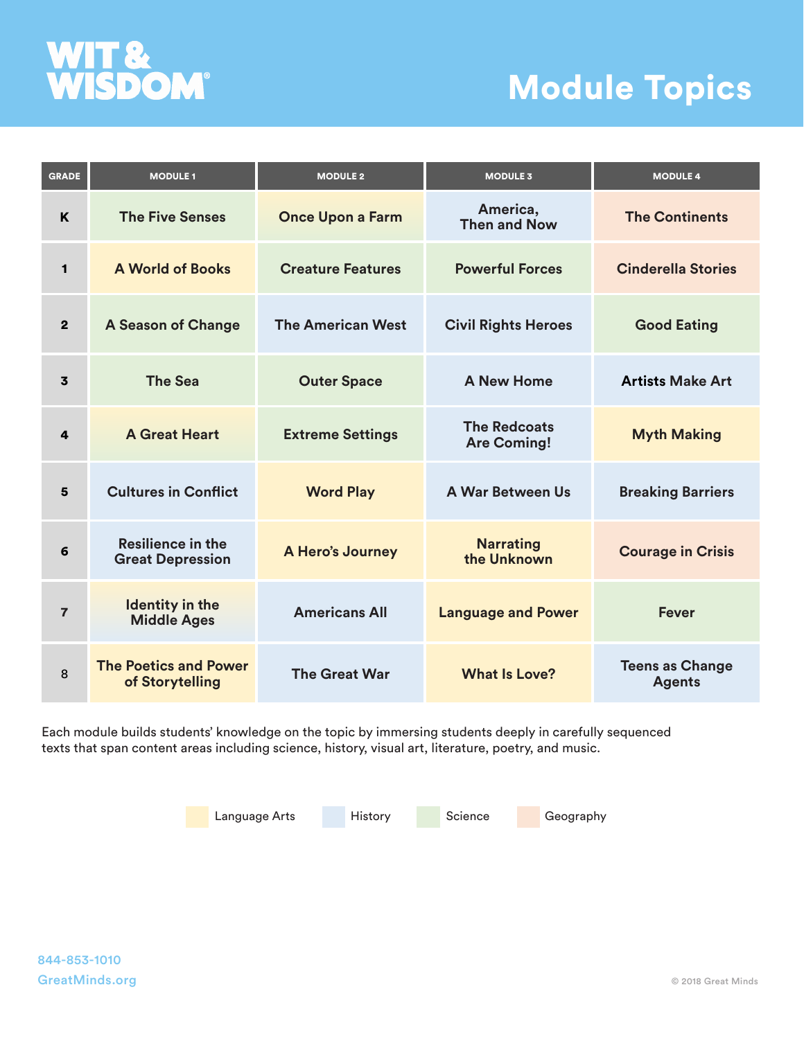# WIT & WISDOM®

# Module Topics

| GRADE | MODULE 1 | MODULE 2 | MODULE 3 | MODULE 4 |
| --- | --- | --- | --- | --- |
| K | The Five Senses | Once Upon a Farm | America, Then and Now | The Continents |
| 1 | A World of Books | Creature Features | Powerful Forces | Cinderella Stories |
| 2 | A Season of Change | The American West | Civil Rights Heroes | Good Eating |
| 3 | The Sea | Outer Space | A New Home | Artists Make Art |
| 4 | A Great Heart | Extreme Settings | The Redcoats Are Coming! | Myth Making |
| 5 | Cultures in Conflict | Word Play | A War Between Us | Breaking Barriers |
| 6 | Resilience in the Great Depression | A Hero's Journey | Narrating the Unknown | Courage in Crisis |
| 7 | Identity in the Middle Ages | Americans All | Language and Power | Fever |
| 8 | The Poetics and Power of Storytelling | The Great War | What Is Love? | Teens as Change Agents |

Each module builds students' knowledge on the topic by immersing students deeply in carefully sequenced texts that span content areas including science, history, visual art, literature, poetry, and music.

Language Arts | History | Science | Geography

844-853-1010
GreatMinds.org

© 2018 Great Minds